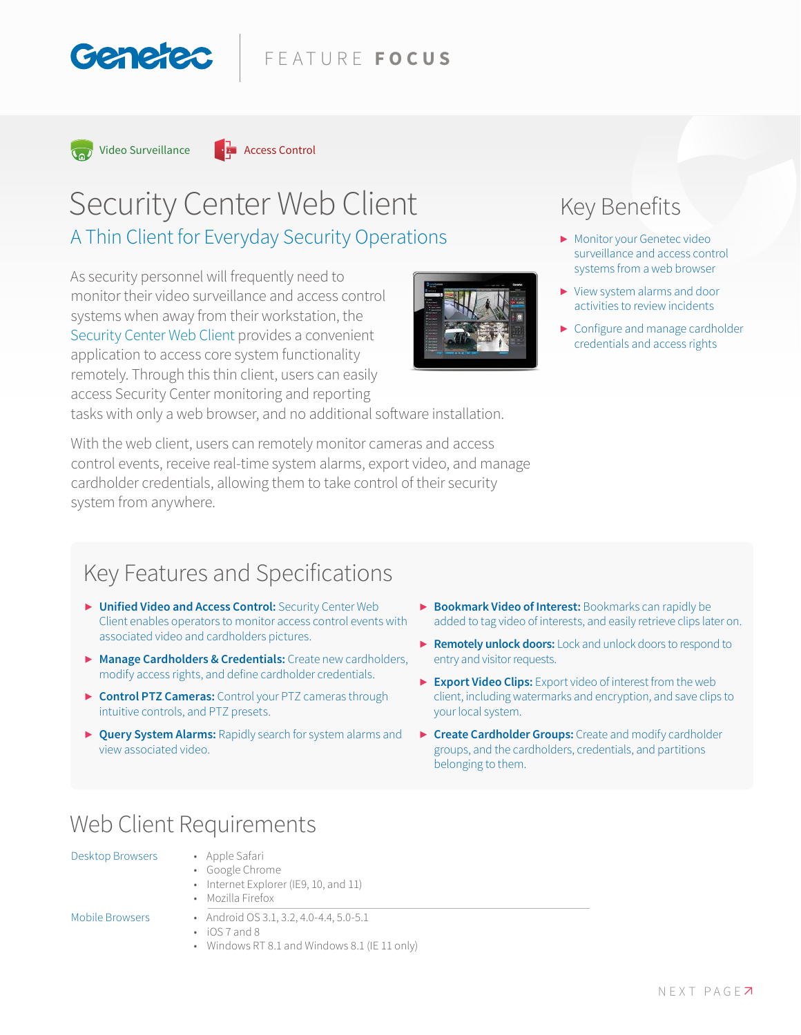Genetec | FEATURE **FOCUS**

Video Surveillance Access Control

# Security Center Web Client

## A Thin Client for Everyday Security Operations

As security personnel will frequently need to monitor their video surveillance and access control systems when away from their workstation, the Security Center Web Client provides a convenient application to access core system functionality remotely. Through this thin client, users can easily access Security Center monitoring and reporting tasks with only a web browser, and no additional software installation.

With the web client, users can remotely monitor cameras and access control events, receive real-time system alarms, export video, and manage cardholder credentials, allowing them to take control of their security system from anywhere.

## Key Benefits

- Monitor your Genetec video surveillance and access control systems from a web browser
- View system alarms and door activities to review incidents
- Configure and manage cardholder credentials and access rights

## Key Features and Specifications

- **Unified Video and Access Control:** Security Center Web Client enables operators to monitor access control events with associated video and cardholders pictures.
- **Manage Cardholders & Credentials:** Create new cardholders, modify access rights, and define cardholder credentials.
- **Control PTZ Cameras:** Control your PTZ cameras through intuitive controls, and PTZ presets.
- **Query System Alarms:** Rapidly search for system alarms and view associated video.
- **Bookmark Video of Interest:** Bookmarks can rapidly be added to tag video of interests, and easily retrieve clips later on.
- **Remotely unlock doors:** Lock and unlock doors to respond to entry and visitor requests.
- **Export Video Clips:** Export video of interest from the web client, including watermarks and encryption, and save clips to your local system.
- **Create Cardholder Groups:** Create and modify cardholder groups, and the cardholders, credentials, and partitions belonging to them.

## Web Client Requirements

| | |
|---|---|
| Desktop Browsers | • Apple Safari<br>• Google Chrome<br>• Internet Explorer (IE9, 10, and 11)<br>• Mozilla Firefox |
| Mobile Browsers | • Android OS 3.1, 3.2, 4.0-4.4, 5.0-5.1<br>• iOS 7 and 8<br>• Windows RT 8.1 and Windows 8.1 (IE 11 only) |

NEXT PAGE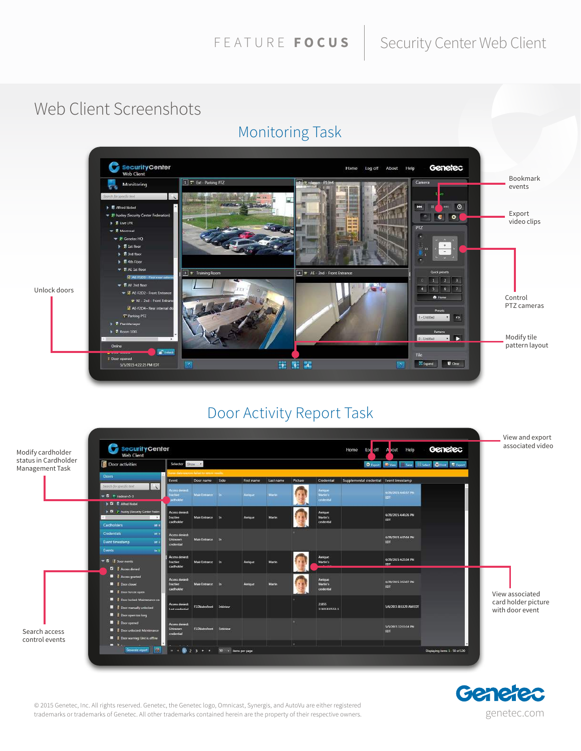FEATURE **FOCUS** | Security Center Web Client

# Web Client Screenshots

## Monitoring Task

Bookmark events

Export video clips

Control PTZ cameras

Modify tile pattern layout

Unlock doors

## Door Activity Report Task

View and export associated video

Modify cardholder status in Cardholder Management Task

View associated card holder picture with door event

Search access control events

© 2015 Genetec, Inc. All rights reserved. Genetec, the Genetec logo, Omnicast, Synergis, and AutoVu are either registered trademarks or trademarks of Genetec. All other trademarks contained herein are the property of their respective owners.

Genetec

genetec.com